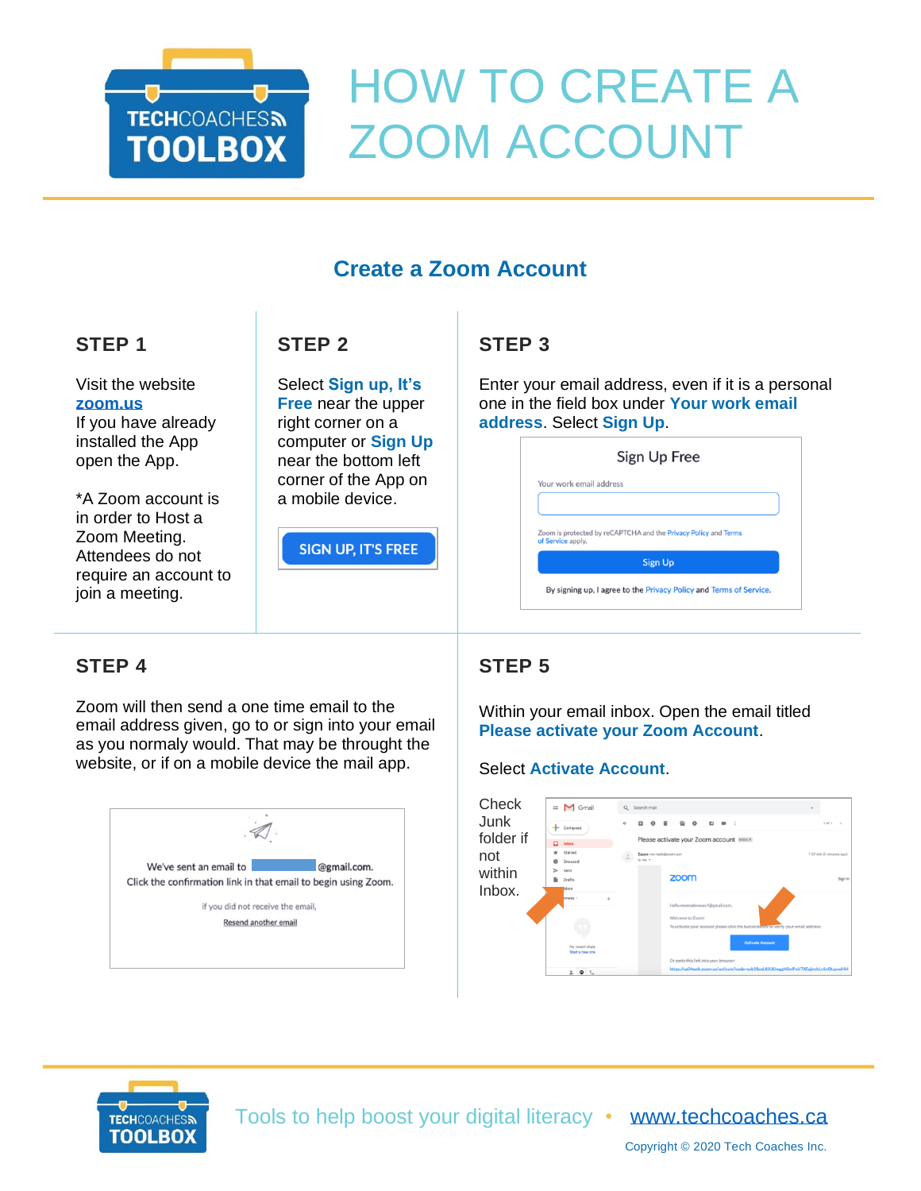# HOW TO CREATE A ZOOM ACCOUNT

## Create a Zoom Account

### STEP 1

Visit the website [zoom.us](zoom.us)
If you have already installed the App open the App.

*A Zoom account is in order to Host a Zoom Meeting. Attendees do not require an account to join a meeting.

### STEP 2

Select **Sign up, It's Free** near the upper right corner on a computer or **Sign Up** near the bottom left corner of the App on a mobile device.

### STEP 3

Enter your email address, even if it is a personal one in the field box under **Your work email address**. Select **Sign Up**.

### STEP 4

Zoom will then send a one time email to the email address given, go to or sign into your email as you normaly would. That may be throught the website, or if on a mobile device the mail app.

### STEP 5

Within your email inbox. Open the email titled **Please activate your Zoom Account**.

Select **Activate Account**.

Check Junk folder if not within Inbox.

Tools to help boost your digital literacy • www.techcoaches.ca

Copyright © 2020 Tech Coaches Inc.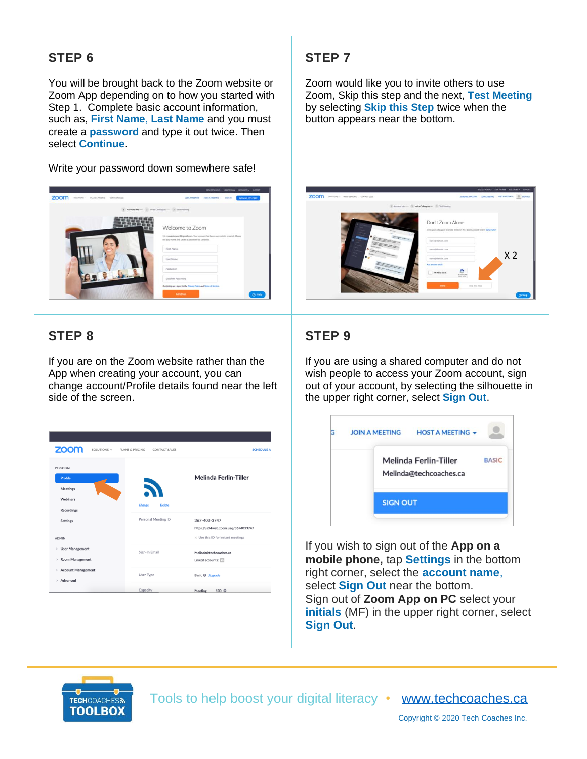## STEP 6

You will be brought back to the Zoom website or Zoom App depending on how you started with Step 1. Complete basic account information, such as, **First Name**, **Last Name** and you must create a **password** and type it out twice. Then select **Continue**.

Write your password down somewhere safe!

## STEP 7

Zoom would like you to invite others to use Zoom, Skip this step and the next, **Test Meeting** by selecting **Skip this Step** twice when the button appears near the bottom.

## STEP 8

If you are on the Zoom website rather than the App when creating your account, you can change account/Profile details found near the left side of the screen.

## STEP 9

If you are using a shared computer and do not wish people to access your Zoom account, sign out of your account, by selecting the silhouette in the upper right corner, select **Sign Out**.

If you wish to sign out of the **App on a mobile phone,** tap **Settings** in the bottom right corner, select the **account name**, select **Sign Out** near the bottom.
Sign out of **Zoom App on PC** select your **initials** (MF) in the upper right corner, select **Sign Out**.

Tools to help boost your digital literacy • www.techcoaches.ca

Copyright © 2020 Tech Coaches Inc.